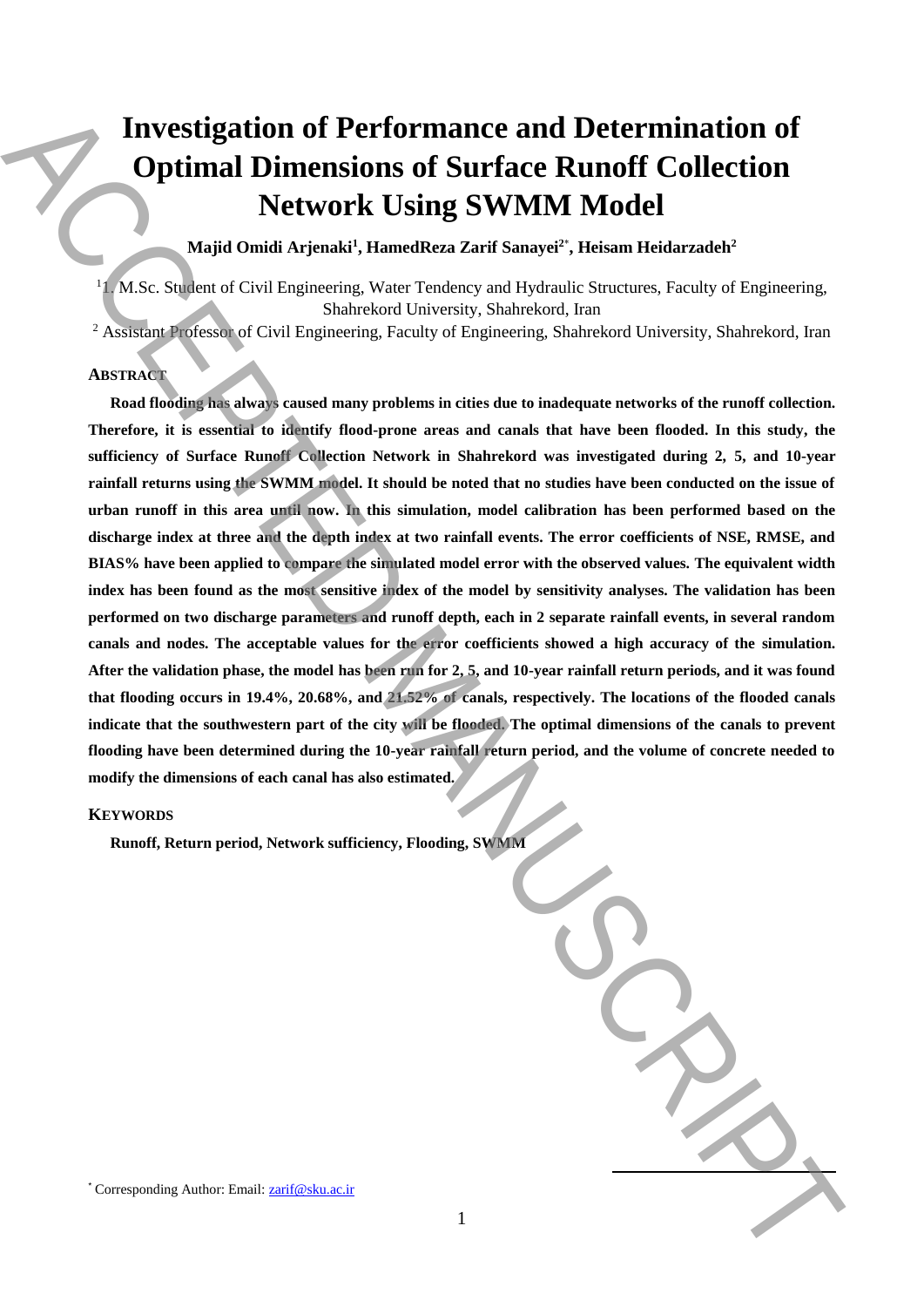# Investigation of Performance and Determination of Optimal Dimensions of Surface Runoff Collection Network Using SWMM Model

**Majid Omidi Arjenaki[1], HamedReza Zarif Sanayei[2*], Heisam Heidarzadeh[2]**

[1]1. M.Sc. Student of Civil Engineering, Water Tendency and Hydraulic Structures, Faculty of Engineering, Shahrekord University, Shahrekord, Iran

[2] Assistant Professor of Civil Engineering, Faculty of Engineering, Shahrekord University, Shahrekord, Iran

## ABSTRACT

**Road flooding has always caused many problems in cities due to inadequate networks of the runoff collection. Therefore, it is essential to identify flood-prone areas and canals that have been flooded. In this study, the sufficiency of Surface Runoff Collection Network in Shahrekord was investigated during 2, 5, and 10-year rainfall returns using the SWMM model. It should be noted that no studies have been conducted on the issue of urban runoff in this area until now. In this simulation, model calibration has been performed based on the discharge index at three and the depth index at two rainfall events. The error coefficients of NSE, RMSE, and BIAS% have been applied to compare the simulated model error with the observed values. The equivalent width index has been found as the most sensitive index of the model by sensitivity analyses. The validation has been performed on two discharge parameters and runoff depth, each in 2 separate rainfall events, in several random canals and nodes. The acceptable values for the error coefficients showed a high accuracy of the simulation. After the validation phase, the model has been run for 2, 5, and 10-year rainfall return periods, and it was found that flooding occurs in 19.4%, 20.68%, and 21.52% of canals, respectively. The locations of the flooded canals indicate that the southwestern part of the city will be flooded. The optimal dimensions of the canals to prevent flooding have been determined during the 10-year rainfall return period, and the volume of concrete needed to modify the dimensions of each canal has also estimated.**

## KEYWORDS

**Runoff, Return period, Network sufficiency, Flooding, SWMM**

[*] Corresponding Author: Email: zarif@sku.ac.ir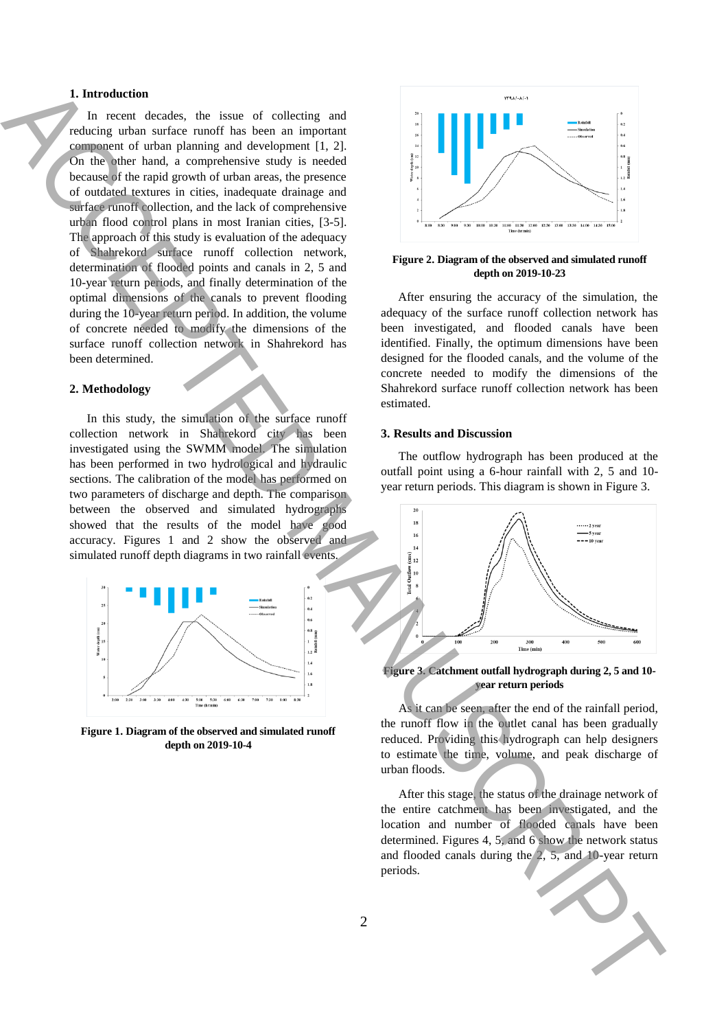## 1. Introduction

In recent decades, the issue of collecting and reducing urban surface runoff has been an important component of urban planning and development [1, 2]. On the other hand, a comprehensive study is needed because of the rapid growth of urban areas, the presence of outdated textures in cities, inadequate drainage and surface runoff collection, and the lack of comprehensive urban flood control plans in most Iranian cities, [3-5]. The approach of this study is evaluation of the adequacy of Shahrekord surface runoff collection network, determination of flooded points and canals in 2, 5 and 10-year return periods, and finally determination of the optimal dimensions of the canals to prevent flooding during the 10-year return period. In addition, the volume of concrete needed to modify the dimensions of the surface runoff collection network in Shahrekord has been determined.

## 2. Methodology

In this study, the simulation of the surface runoff collection network in Shahrekord city has been investigated using the SWMM model. The simulation has been performed in two hydrological and hydraulic sections. The calibration of the model has performed on two parameters of discharge and depth. The comparison between the observed and simulated hydrographs showed that the results of the model have good accuracy. Figures 1 and 2 show the observed and simulated runoff depth diagrams in two rainfall events.

**Figure 1. Diagram of the observed and simulated runoff depth on 2019-10-4**

**Figure 2. Diagram of the observed and simulated runoff depth on 2019-10-23**

After ensuring the accuracy of the simulation, the adequacy of the surface runoff collection network has been investigated, and flooded canals have been identified. Finally, the optimum dimensions have been designed for the flooded canals, and the volume of the concrete needed to modify the dimensions of the Shahrekord surface runoff collection network has been estimated.

## 3. Results and Discussion

The outflow hydrograph has been produced at the outfall point using a 6-hour rainfall with 2, 5 and 10-year return periods. This diagram is shown in Figure 3.

**Figure 3. Catchment outfall hydrograph during 2, 5 and 10-year return periods**

As it can be seen, after the end of the rainfall period, the runoff flow in the outlet canal has been gradually reduced. Providing this hydrograph can help designers to estimate the time, volume, and peak discharge of urban floods.

After this stage, the status of the drainage network of the entire catchment has been investigated, and the location and number of flooded canals have been determined. Figures 4, 5, and 6 show the network status and flooded canals during the 2, 5, and 10-year return periods.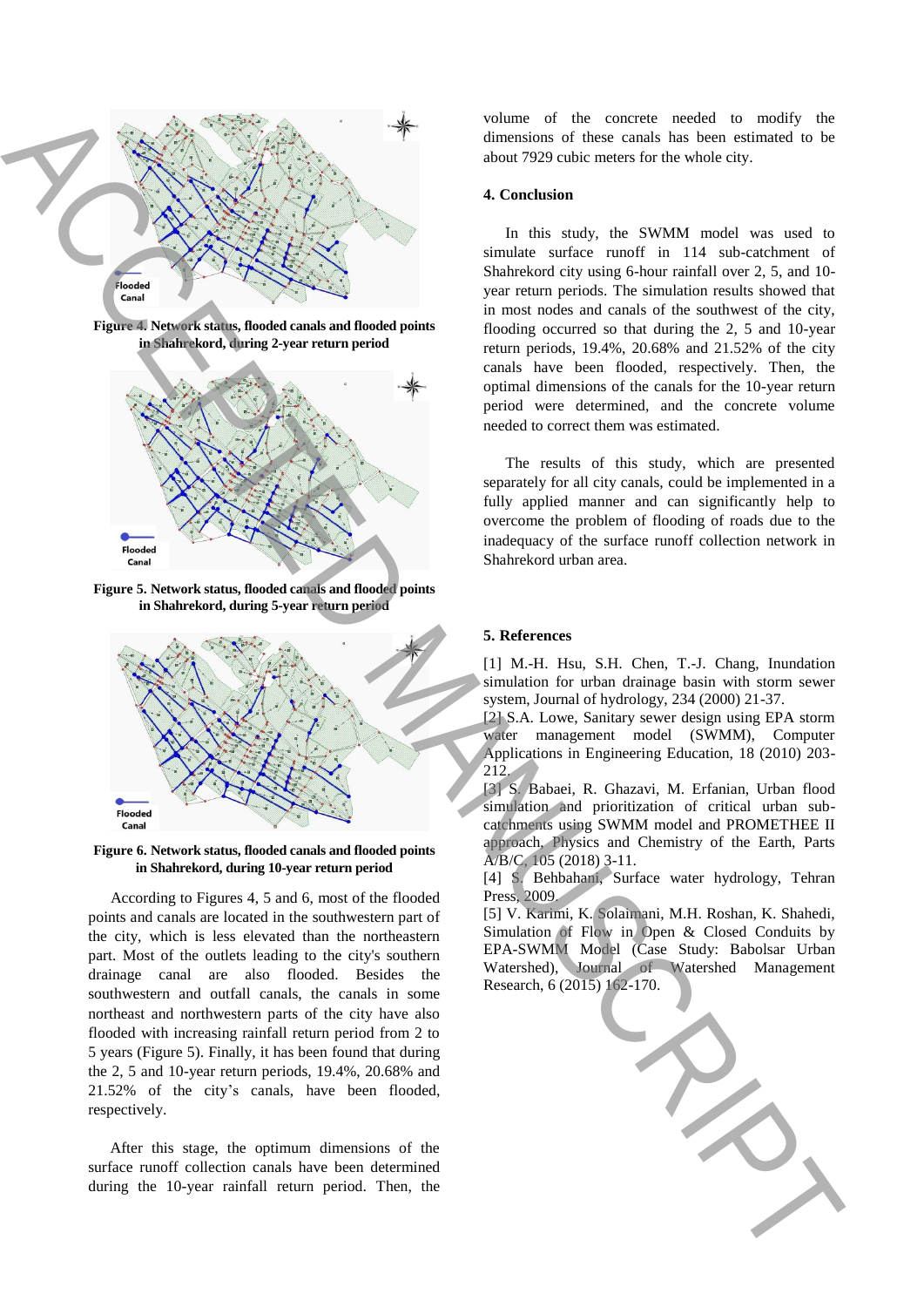Flooded Canal

**Figure 4. Network status, flooded canals and flooded points in Shahrekord, during 2-year return period**

Flooded Canal

**Figure 5. Network status, flooded canals and flooded points in Shahrekord, during 5-year return period**

Flooded Canal

**Figure 6. Network status, flooded canals and flooded points in Shahrekord, during 10-year return period**

According to Figures 4, 5 and 6, most of the flooded points and canals are located in the southwestern part of the city, which is less elevated than the northeastern part. Most of the outlets leading to the city's southern drainage canal are also flooded. Besides the southwestern and outfall canals, the canals in some northeast and northwestern parts of the city have also flooded with increasing rainfall return period from 2 to 5 years (Figure 5). Finally, it has been found that during the 2, 5 and 10-year return periods, 19.4%, 20.68% and 21.52% of the city's canals, have been flooded, respectively.

After this stage, the optimum dimensions of the surface runoff collection canals have been determined during the 10-year rainfall return period. Then, the volume of the concrete needed to modify the dimensions of these canals has been estimated to be about 7929 cubic meters for the whole city.

## 4. Conclusion

In this study, the SWMM model was used to simulate surface runoff in 114 sub-catchment of Shahrekord city using 6-hour rainfall over 2, 5, and 10-year return periods. The simulation results showed that in most nodes and canals of the southwest of the city, flooding occurred so that during the 2, 5 and 10-year return periods, 19.4%, 20.68% and 21.52% of the city canals have been flooded, respectively. Then, the optimal dimensions of the canals for the 10-year return period were determined, and the concrete volume needed to correct them was estimated.

The results of this study, which are presented separately for all city canals, could be implemented in a fully applied manner and can significantly help to overcome the problem of flooding of roads due to the inadequacy of the surface runoff collection network in Shahrekord urban area.

## 5. References

[1] M.-H. Hsu, S.H. Chen, T.-J. Chang, Inundation simulation for urban drainage basin with storm sewer system, Journal of hydrology, 234 (2000) 21-37.

[2] S.A. Lowe, Sanitary sewer design using EPA storm water management model (SWMM), Computer Applications in Engineering Education, 18 (2010) 203-212.

[3] S. Babaei, R. Ghazavi, M. Erfanian, Urban flood simulation and prioritization of critical urban sub-catchments using SWMM model and PROMETHEE II approach, Physics and Chemistry of the Earth, Parts A/B/C, 105 (2018) 3-11.

[4] S. Behbahani, Surface water hydrology, Tehran Press, 2009.

[5] V. Karimi, K. Solaimani, M.H. Roshan, K. Shahedi, Simulation of Flow in Open & Closed Conduits by EPA-SWMM Model (Case Study: Babolsar Urban Watershed), Journal of Watershed Management Research, 6 (2015) 162-170.